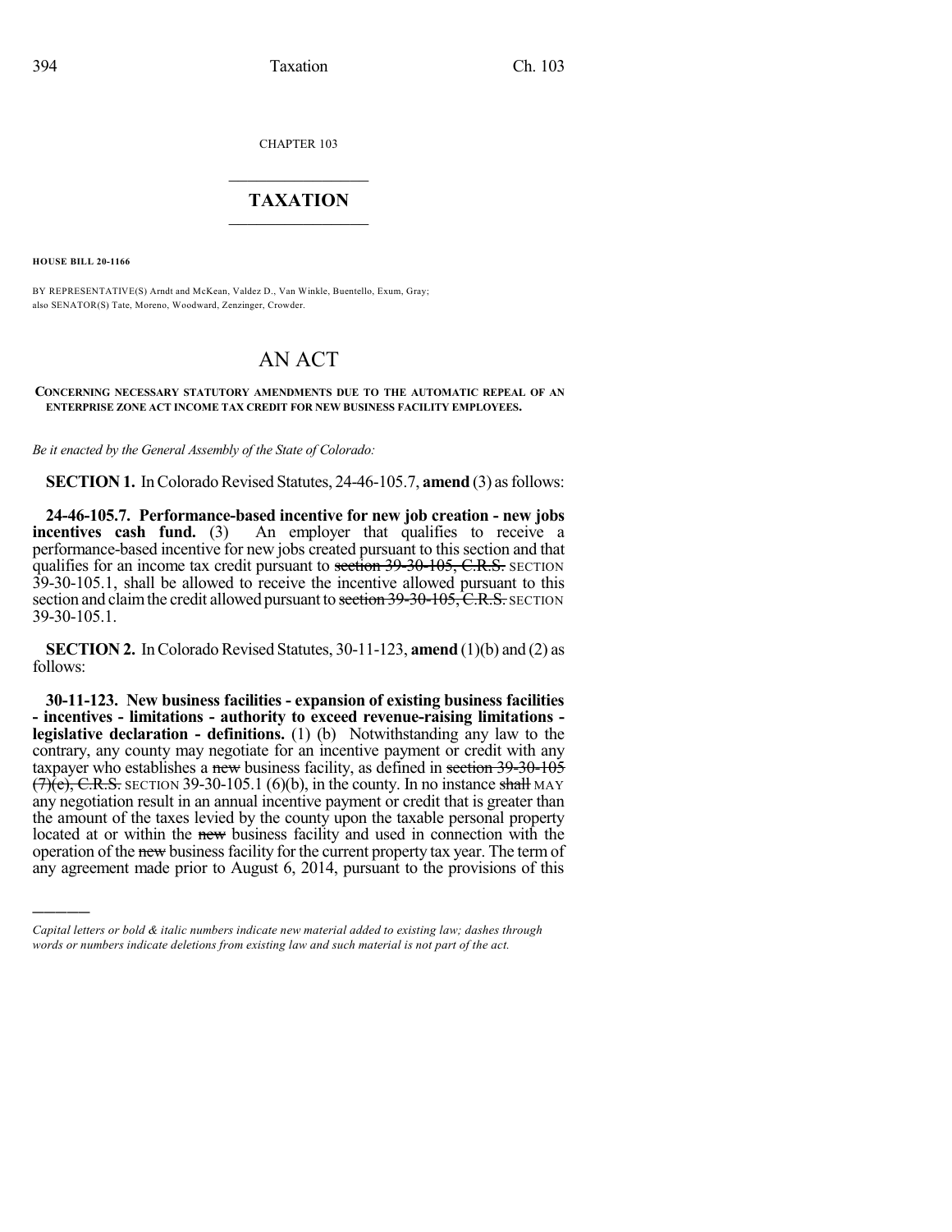CHAPTER 103

# TAXATION

**HOUSE BILL 20-1166**

BY REPRESENTATIVE(S) Arndt and McKean, Valdez D., Van Winkle, Buentello, Exum, Gray; also SENATOR(S) Tate, Moreno, Woodward, Zenzinger, Crowder.

# AN ACT

**CONCERNING NECESSARY STATUTORY AMENDMENTS DUE TO THE AUTOMATIC REPEAL OF AN ENTERPRISE ZONE ACT INCOME TAX CREDIT FOR NEW BUSINESS FACILITY EMPLOYEES.**

*Be it enacted by the General Assembly of the State of Colorado:*

**SECTION 1.** In Colorado Revised Statutes, 24-46-105.7, **amend** (3) as follows:

**24-46-105.7. Performance-based incentive for new job creation - new jobs incentives cash fund.** (3) An employer that qualifies to receive a performance-based incentive for new jobs created pursuant to this section and that qualifies for an income tax credit pursuant to ~~section 39-30-105, C.R.S.~~ SECTION 39-30-105.1, shall be allowed to receive the incentive allowed pursuant to this section and claim the credit allowed pursuant to ~~section 39-30-105, C.R.S.~~ SECTION 39-30-105.1.

**SECTION 2.** In Colorado Revised Statutes, 30-11-123, **amend** (1)(b) and (2) as follows:

**30-11-123. New business facilities - expansion of existing business facilities - incentives - limitations - authority to exceed revenue-raising limitations - legislative declaration - definitions.** (1) (b) Notwithstanding any law to the contrary, any county may negotiate for an incentive payment or credit with any taxpayer who establishes a ~~new~~ business facility, as defined in ~~section 39-30-105 (7)(e), C.R.S.~~ SECTION 39-30-105.1 (6)(b), in the county. In no instance ~~shall~~ MAY any negotiation result in an annual incentive payment or credit that is greater than the amount of the taxes levied by the county upon the taxable personal property located at or within the ~~new~~ business facility and used in connection with the operation of the ~~new~~ business facility for the current property tax year. The term of any agreement made prior to August 6, 2014, pursuant to the provisions of this

---

*Capital letters or bold & italic numbers indicate new material added to existing law; dashes through words or numbers indicate deletions from existing law and such material is not part of the act.*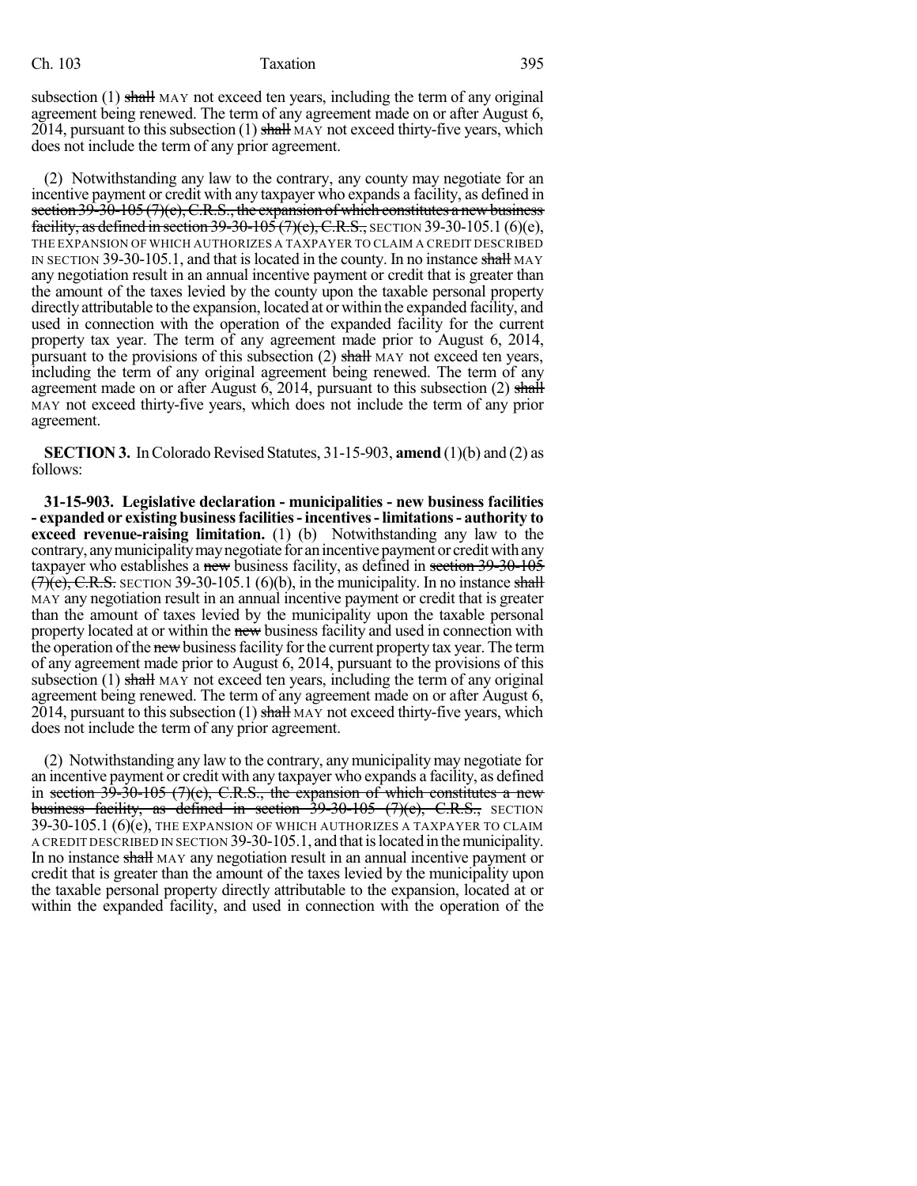subsection (1) ~~shall~~ MAY not exceed ten years, including the term of any original agreement being renewed. The term of any agreement made on or after August 6, 2014, pursuant to this subsection (1) ~~shall~~ MAY not exceed thirty-five years, which does not include the term of any prior agreement.

(2) Notwithstanding any law to the contrary, any county may negotiate for an incentive payment or credit with any taxpayer who expands a facility, as defined in ~~section 39-30-105 (7)(c), C.R.S., the expansion of which constitutes a new business facility, as defined in section 39-30-105 (7)(e), C.R.S.,~~ SECTION 39-30-105.1 (6)(e), THE EXPANSION OF WHICH AUTHORIZES A TAXPAYER TO CLAIM A CREDIT DESCRIBED IN SECTION 39-30-105.1, and that is located in the county. In no instance ~~shall~~ MAY any negotiation result in an annual incentive payment or credit that is greater than the amount of the taxes levied by the county upon the taxable personal property directly attributable to the expansion, located at or within the expanded facility, and used in connection with the operation of the expanded facility for the current property tax year. The term of any agreement made prior to August 6, 2014, pursuant to the provisions of this subsection (2) ~~shall~~ MAY not exceed ten years, including the term of any original agreement being renewed. The term of any agreement made on or after August 6, 2014, pursuant to this subsection (2) ~~shall~~ MAY not exceed thirty-five years, which does not include the term of any prior agreement.

**SECTION 3.** In Colorado Revised Statutes, 31-15-903, **amend** (1)(b) and (2) as follows:

**31-15-903. Legislative declaration - municipalities - new business facilities - expanded or existing business facilities - incentives - limitations - authority to exceed revenue-raising limitation.** (1) (b) Notwithstanding any law to the contrary, any municipality may negotiate for an incentive payment or credit with any taxpayer who establishes a ~~new~~ business facility, as defined in ~~section 39-30-105 (7)(e), C.R.S.~~ SECTION 39-30-105.1 (6)(b), in the municipality. In no instance ~~shall~~ MAY any negotiation result in an annual incentive payment or credit that is greater than the amount of taxes levied by the municipality upon the taxable personal property located at or within the ~~new~~ business facility and used in connection with the operation of the ~~new~~ business facility for the current property tax year. The term of any agreement made prior to August 6, 2014, pursuant to the provisions of this subsection (1) ~~shall~~ MAY not exceed ten years, including the term of any original agreement being renewed. The term of any agreement made on or after August 6, 2014, pursuant to this subsection (1) ~~shall~~ MAY not exceed thirty-five years, which does not include the term of any prior agreement.

(2) Notwithstanding any law to the contrary, any municipality may negotiate for an incentive payment or credit with any taxpayer who expands a facility, as defined in ~~section 39-30-105 (7)(c), C.R.S., the expansion of which constitutes a new business facility, as defined in section 39-30-105 (7)(e), C.R.S.,~~ SECTION 39-30-105.1 (6)(e), THE EXPANSION OF WHICH AUTHORIZES A TAXPAYER TO CLAIM A CREDIT DESCRIBED IN SECTION 39-30-105.1, and that is located in the municipality. In no instance ~~shall~~ MAY any negotiation result in an annual incentive payment or credit that is greater than the amount of the taxes levied by the municipality upon the taxable personal property directly attributable to the expansion, located at or within the expanded facility, and used in connection with the operation of the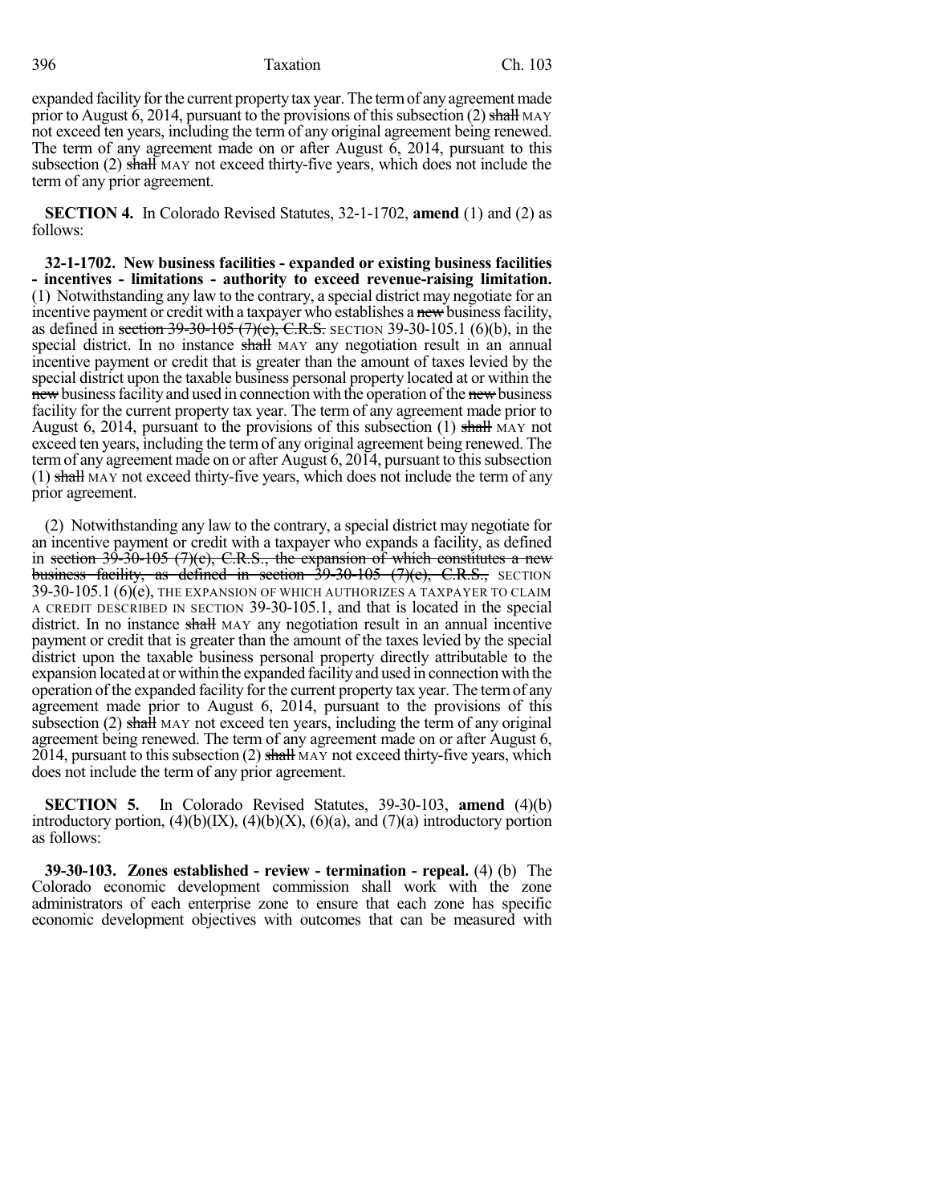expanded facility for the current property tax year. The term of any agreement made prior to August 6, 2014, pursuant to the provisions of this subsection (2) ~~shall~~ MAY not exceed ten years, including the term of any original agreement being renewed. The term of any agreement made on or after August 6, 2014, pursuant to this subsection (2) ~~shall~~ MAY not exceed thirty-five years, which does not include the term of any prior agreement.

**SECTION 4.** In Colorado Revised Statutes, 32-1-1702, **amend** (1) and (2) as follows:

**32-1-1702. New business facilities - expanded or existing business facilities - incentives - limitations - authority to exceed revenue-raising limitation.** (1) Notwithstanding any law to the contrary, a special district may negotiate for an incentive payment or credit with a taxpayer who establishes a ~~new~~ business facility, as defined in ~~section 39-30-105 (7)(c), C.R.S.~~ SECTION 39-30-105.1 (6)(b), in the special district. In no instance ~~shall~~ MAY any negotiation result in an annual incentive payment or credit that is greater than the amount of taxes levied by the special district upon the taxable business personal property located at or within the ~~new~~ business facility and used in connection with the operation of the ~~new~~ business facility for the current property tax year. The term of any agreement made prior to August 6, 2014, pursuant to the provisions of this subsection (1) ~~shall~~ MAY not exceed ten years, including the term of any original agreement being renewed. The term of any agreement made on or after August 6, 2014, pursuant to this subsection (1) ~~shall~~ MAY not exceed thirty-five years, which does not include the term of any prior agreement.

(2) Notwithstanding any law to the contrary, a special district may negotiate for an incentive payment or credit with a taxpayer who expands a facility, as defined in ~~section 39-30-105 (7)(e), C.R.S., the expansion of which constitutes a new business facility, as defined in section 39-30-105 (7)(c), C.R.S.,~~ SECTION 39-30-105.1 (6)(e), THE EXPANSION OF WHICH AUTHORIZES A TAXPAYER TO CLAIM A CREDIT DESCRIBED IN SECTION 39-30-105.1, and that is located in the special district. In no instance ~~shall~~ MAY any negotiation result in an annual incentive payment or credit that is greater than the amount of the taxes levied by the special district upon the taxable business personal property directly attributable to the expansion located at or within the expanded facility and used in connection with the operation of the expanded facility for the current property tax year. The term of any agreement made prior to August 6, 2014, pursuant to the provisions of this subsection (2) ~~shall~~ MAY not exceed ten years, including the term of any original agreement being renewed. The term of any agreement made on or after August 6, 2014, pursuant to this subsection (2) ~~shall~~ MAY not exceed thirty-five years, which does not include the term of any prior agreement.

**SECTION 5.** In Colorado Revised Statutes, 39-30-103, **amend** (4)(b) introductory portion, (4)(b)(IX), (4)(b)(X), (6)(a), and (7)(a) introductory portion as follows:

**39-30-103. Zones established - review - termination - repeal.** (4) (b) The Colorado economic development commission shall work with the zone administrators of each enterprise zone to ensure that each zone has specific economic development objectives with outcomes that can be measured with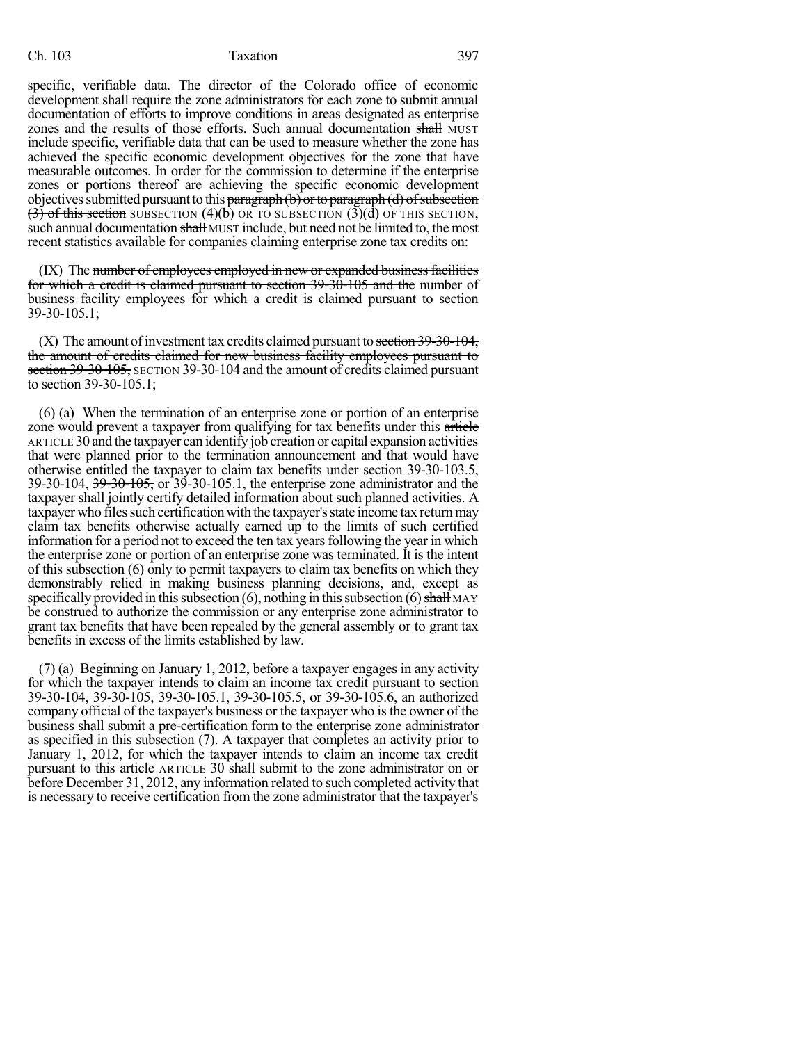specific, verifiable data. The director of the Colorado office of economic development shall require the zone administrators for each zone to submit annual documentation of efforts to improve conditions in areas designated as enterprise zones and the results of those efforts. Such annual documentation ~~shall~~ MUST include specific, verifiable data that can be used to measure whether the zone has achieved the specific economic development objectives for the zone that have measurable outcomes. In order for the commission to determine if the enterprise zones or portions thereof are achieving the specific economic development objectives submitted pursuant to this ~~paragraph (b) or to paragraph (d) of subsection (3) of this section~~ SUBSECTION (4)(b) OR TO SUBSECTION (3)(d) OF THIS SECTION, such annual documentation ~~shall~~ MUST include, but need not be limited to, the most recent statistics available for companies claiming enterprise zone tax credits on:

(IX) The ~~number of employees employed in new or expanded business facilities for which a credit is claimed pursuant to section 39-30-105 and the~~ number of business facility employees for which a credit is claimed pursuant to section 39-30-105.1;

(X) The amount of investment tax credits claimed pursuant to ~~section 39-30-104, the amount of credits claimed for new business facility employees pursuant to section 39-30-105,~~ SECTION 39-30-104 and the amount of credits claimed pursuant to section 39-30-105.1;

(6) (a) When the termination of an enterprise zone or portion of an enterprise zone would prevent a taxpayer from qualifying for tax benefits under this ~~article~~ ARTICLE 30 and the taxpayer can identify job creation or capital expansion activities that were planned prior to the termination announcement and that would have otherwise entitled the taxpayer to claim tax benefits under section 39-30-103.5, 39-30-104, ~~39-30-105,~~ or 39-30-105.1, the enterprise zone administrator and the taxpayer shall jointly certify detailed information about such planned activities. A taxpayer who files such certification with the taxpayer's state income tax return may claim tax benefits otherwise actually earned up to the limits of such certified information for a period not to exceed the ten tax years following the year in which the enterprise zone or portion of an enterprise zone was terminated. It is the intent of this subsection (6) only to permit taxpayers to claim tax benefits on which they demonstrably relied in making business planning decisions, and, except as specifically provided in this subsection (6), nothing in this subsection (6) ~~shall~~ MAY be construed to authorize the commission or any enterprise zone administrator to grant tax benefits that have been repealed by the general assembly or to grant tax benefits in excess of the limits established by law.

(7) (a) Beginning on January 1, 2012, before a taxpayer engages in any activity for which the taxpayer intends to claim an income tax credit pursuant to section 39-30-104, ~~39-30-105,~~ 39-30-105.1, 39-30-105.5, or 39-30-105.6, an authorized company official of the taxpayer's business or the taxpayer who is the owner of the business shall submit a pre-certification form to the enterprise zone administrator as specified in this subsection (7). A taxpayer that completes an activity prior to January 1, 2012, for which the taxpayer intends to claim an income tax credit pursuant to this ~~article~~ ARTICLE 30 shall submit to the zone administrator on or before December 31, 2012, any information related to such completed activity that is necessary to receive certification from the zone administrator that the taxpayer's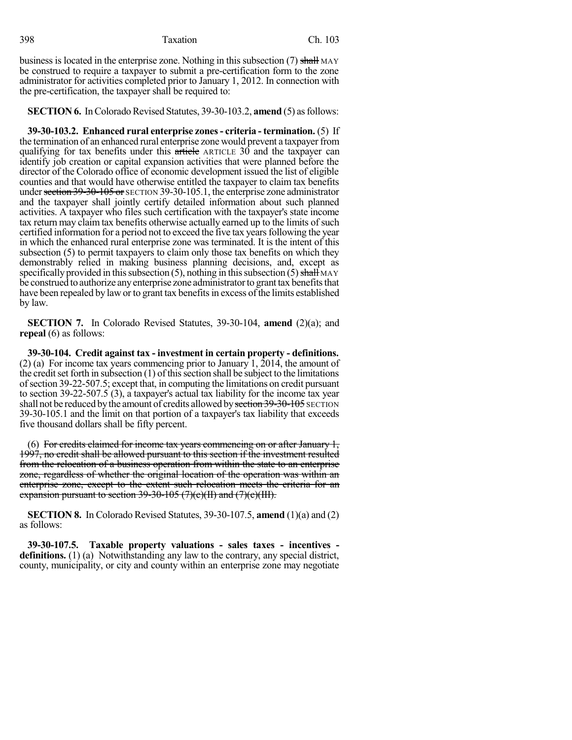business is located in the enterprise zone. Nothing in this subsection (7) ~~shall~~ MAY be construed to require a taxpayer to submit a pre-certification form to the zone administrator for activities completed prior to January 1, 2012. In connection with the pre-certification, the taxpayer shall be required to:

**SECTION 6.** In Colorado Revised Statutes, 39-30-103.2, **amend** (5) as follows:

**39-30-103.2. Enhanced rural enterprise zones - criteria - termination.** (5) If the termination of an enhanced rural enterprise zone would prevent a taxpayer from qualifying for tax benefits under this ~~article~~ ARTICLE 30 and the taxpayer can identify job creation or capital expansion activities that were planned before the director of the Colorado office of economic development issued the list of eligible counties and that would have otherwise entitled the taxpayer to claim tax benefits under ~~section 39-30-105 or~~ SECTION 39-30-105.1, the enterprise zone administrator and the taxpayer shall jointly certify detailed information about such planned activities. A taxpayer who files such certification with the taxpayer's state income tax return may claim tax benefits otherwise actually earned up to the limits of such certified information for a period not to exceed the five tax years following the year in which the enhanced rural enterprise zone was terminated. It is the intent of this subsection (5) to permit taxpayers to claim only those tax benefits on which they demonstrably relied in making business planning decisions, and, except as specifically provided in this subsection (5), nothing in this subsection (5) ~~shall~~ MAY be construed to authorize any enterprise zone administrator to grant tax benefits that have been repealed by law or to grant tax benefits in excess of the limits established by law.

**SECTION 7.** In Colorado Revised Statutes, 39-30-104, **amend** (2)(a); and **repeal** (6) as follows:

**39-30-104. Credit against tax - investment in certain property - definitions.** (2) (a) For income tax years commencing prior to January 1, 2014, the amount of the credit set forth in subsection (1) of this section shall be subject to the limitations of section 39-22-507.5; except that, in computing the limitations on credit pursuant to section 39-22-507.5 (3), a taxpayer's actual tax liability for the income tax year shall not be reduced by the amount of credits allowed by ~~section 39-30-105~~ SECTION 39-30-105.1 and the limit on that portion of a taxpayer's tax liability that exceeds five thousand dollars shall be fifty percent.

(6) ~~For credits claimed for income tax years commencing on or after January 1, 1997, no credit shall be allowed pursuant to this section if the investment resulted from the relocation of a business operation from within the state to an enterprise zone, regardless of whether the original location of the operation was within an enterprise zone, except to the extent such relocation meets the criteria for an expansion pursuant to section 39-30-105 (7)(c)(II) and (7)(c)(III).~~

**SECTION 8.** In Colorado Revised Statutes, 39-30-107.5, **amend** (1)(a) and (2) as follows:

**39-30-107.5. Taxable property valuations - sales taxes - incentives - definitions.** (1) (a) Notwithstanding any law to the contrary, any special district, county, municipality, or city and county within an enterprise zone may negotiate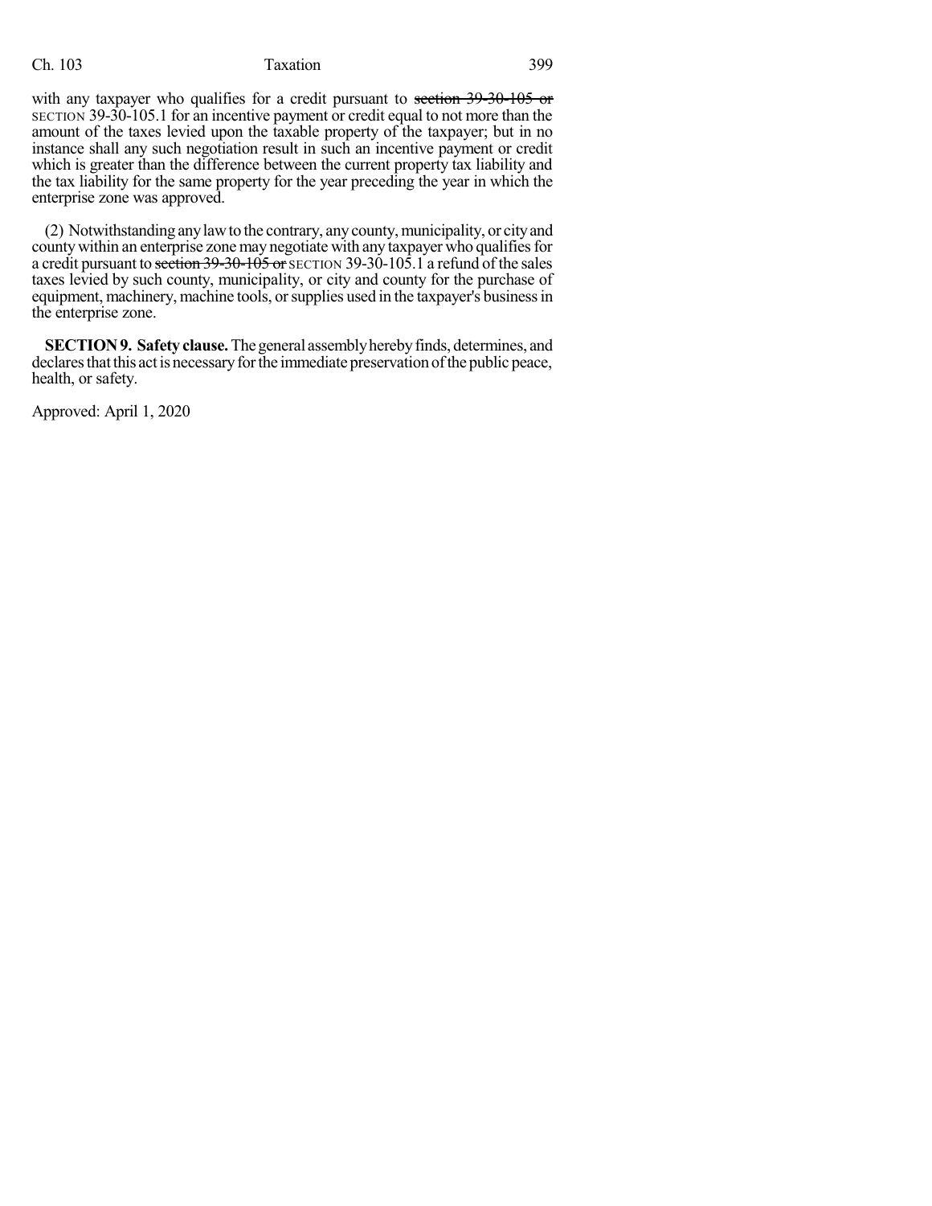with any taxpayer who qualifies for a credit pursuant to ~~section 39-30-105 or~~ SECTION 39-30-105.1 for an incentive payment or credit equal to not more than the amount of the taxes levied upon the taxable property of the taxpayer; but in no instance shall any such negotiation result in such an incentive payment or credit which is greater than the difference between the current property tax liability and the tax liability for the same property for the year preceding the year in which the enterprise zone was approved.

(2) Notwithstanding any law to the contrary, any county, municipality, or city and county within an enterprise zone may negotiate with any taxpayer who qualifies for a credit pursuant to ~~section 39-30-105 or~~ SECTION 39-30-105.1 a refund of the sales taxes levied by such county, municipality, or city and county for the purchase of equipment, machinery, machine tools, or supplies used in the taxpayer's business in the enterprise zone.

**SECTION 9. Safety clause.** The general assembly hereby finds, determines, and declares that this act is necessary for the immediate preservation of the public peace, health, or safety.

Approved: April 1, 2020